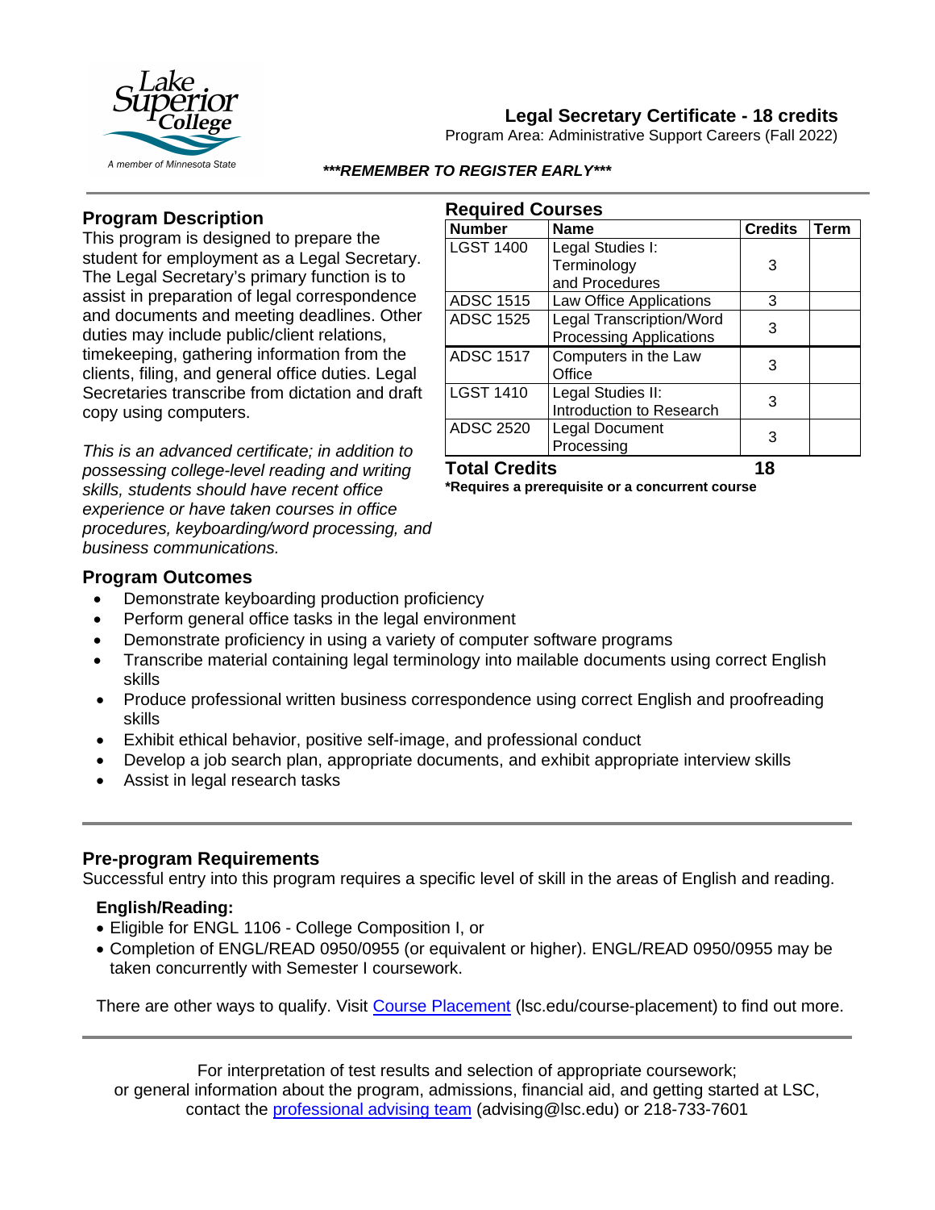# Legal Secretary Certificate - 18 credits

Program Area: Administrative Support Careers (Fall 2022)

***REMEMBER TO REGISTER EARLY***

## Program Description

This program is designed to prepare the student for employment as a Legal Secretary. The Legal Secretary's primary function is to assist in preparation of legal correspondence and documents and meeting deadlines. Other duties may include public/client relations, timekeeping, gathering information from the clients, filing, and general office duties. Legal Secretaries transcribe from dictation and draft copy using computers.

*This is an advanced certificate; in addition to possessing college-level reading and writing skills, students should have recent office experience or have taken courses in office procedures, keyboarding/word processing, and business communications.*

## Required Courses

| Number | Name | Credits | Term |
|---|---|---|---|
| LGST 1400 | Legal Studies I: Terminology and Procedures | 3 | |
| ADSC 1515 | Law Office Applications | 3 | |
| ADSC 1525 | Legal Transcription/Word Processing Applications | 3 | |
| ADSC 1517 | Computers in the Law Office | 3 | |
| LGST 1410 | Legal Studies II: Introduction to Research | 3 | |
| ADSC 2520 | Legal Document Processing | 3 | |
| **Total Credits** | | **18** | |

***Requires a prerequisite or a concurrent course**

## Program Outcomes

- Demonstrate keyboarding production proficiency
- Perform general office tasks in the legal environment
- Demonstrate proficiency in using a variety of computer software programs
- Transcribe material containing legal terminology into mailable documents using correct English skills
- Produce professional written business correspondence using correct English and proofreading skills
- Exhibit ethical behavior, positive self-image, and professional conduct
- Develop a job search plan, appropriate documents, and exhibit appropriate interview skills
- Assist in legal research tasks

## Pre-program Requirements

Successful entry into this program requires a specific level of skill in the areas of English and reading.

### English/Reading:

- Eligible for ENGL 1106 - College Composition I, or
- Completion of ENGL/READ 0950/0955 (or equivalent or higher). ENGL/READ 0950/0955 may be taken concurrently with Semester I coursework.

There are other ways to qualify. Visit Course Placement (lsc.edu/course-placement) to find out more.

For interpretation of test results and selection of appropriate coursework; or general information about the program, admissions, financial aid, and getting started at LSC, contact the professional advising team (advising@lsc.edu) or 218-733-7601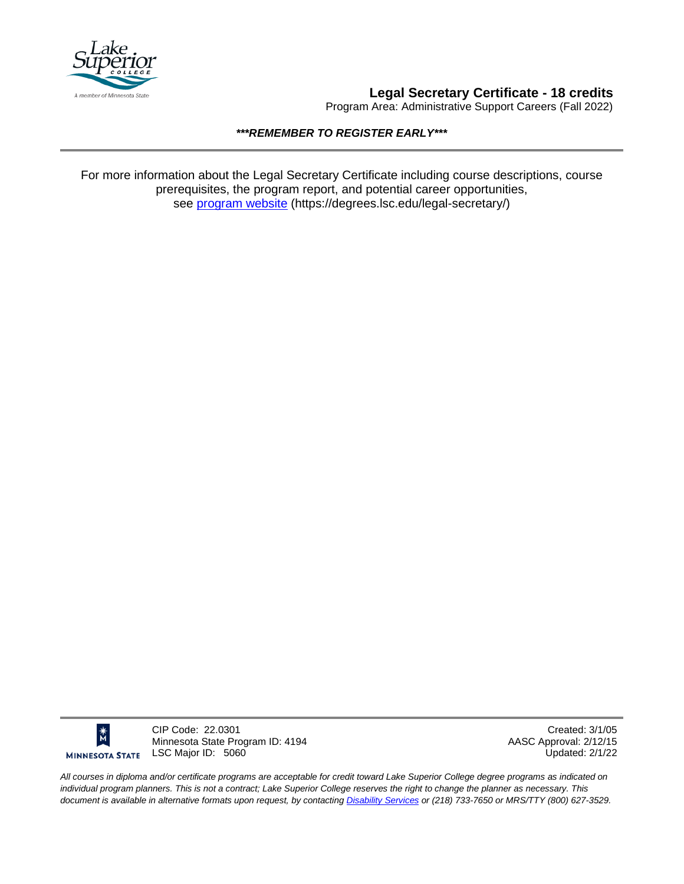## Legal Secretary Certificate - 18 credits

Program Area: Administrative Support Careers (Fall 2022)

***REMEMBER TO REGISTER EARLY***

For more information about the Legal Secretary Certificate including course descriptions, course prerequisites, the program report, and potential career opportunities, see [program website](https://degrees.lsc.edu/legal-secretary/) (https://degrees.lsc.edu/legal-secretary/)

CIP Code: 22.0301
Minnesota State Program ID: 4194
LSC Major ID: 5060

Created: 3/1/05
AASC Approval: 2/12/15
Updated: 2/1/22

*All courses in diploma and/or certificate programs are acceptable for credit toward Lake Superior College degree programs as indicated on individual program planners. This is not a contract; Lake Superior College reserves the right to change the planner as necessary. This document is available in alternative formats upon request, by contacting [Disability Services]() or (218) 733-7650 or MRS/TTY (800) 627-3529.*